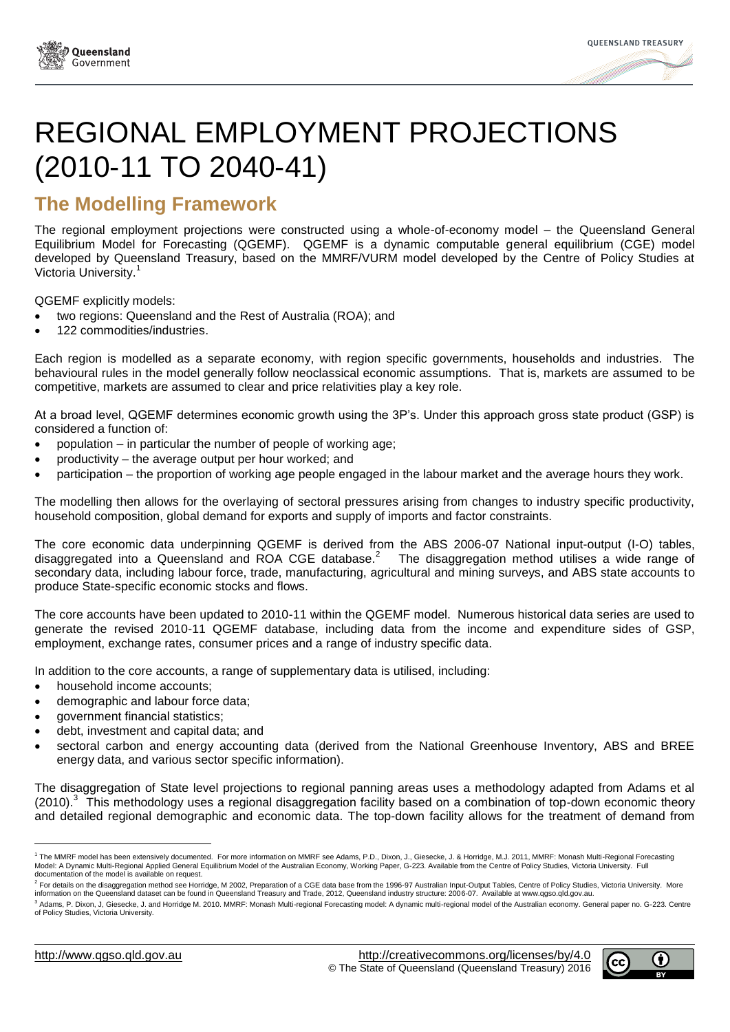// # REGIONAL EMPLOYMENT PROJECTIONS (2010-11 TO 2040-41)

## The Modelling Framework

The regional employment projections were constructed using a whole-of-economy model – the Queensland General Equilibrium Model for Forecasting (QGEMF). QGEMF is a dynamic computable general equilibrium (CGE) model developed by Queensland Treasury, based on the MMRF/VURM model developed by the Centre of Policy Studies at Victoria University.[1]

QGEMF explicitly models:

- two regions: Queensland and the Rest of Australia (ROA); and
- 122 commodities/industries.

Each region is modelled as a separate economy, with region specific governments, households and industries. The behavioural rules in the model generally follow neoclassical economic assumptions. That is, markets are assumed to be competitive, markets are assumed to clear and price relativities play a key role.

At a broad level, QGEMF determines economic growth using the 3P's. Under this approach gross state product (GSP) is considered a function of:

- population – in particular the number of people of working age;
- productivity – the average output per hour worked; and
- participation – the proportion of working age people engaged in the labour market and the average hours they work.

The modelling then allows for the overlaying of sectoral pressures arising from changes to industry specific productivity, household composition, global demand for exports and supply of imports and factor constraints.

The core economic data underpinning QGEMF is derived from the ABS 2006-07 National input-output (I-O) tables, disaggregated into a Queensland and ROA CGE database.[2] The disaggregation method utilises a wide range of secondary data, including labour force, trade, manufacturing, agricultural and mining surveys, and ABS state accounts to produce State-specific economic stocks and flows.

The core accounts have been updated to 2010-11 within the QGEMF model. Numerous historical data series are used to generate the revised 2010-11 QGEMF database, including data from the income and expenditure sides of GSP, employment, exchange rates, consumer prices and a range of industry specific data.

In addition to the core accounts, a range of supplementary data is utilised, including:

- household income accounts;
- demographic and labour force data;
- government financial statistics;
- debt, investment and capital data; and
- sectoral carbon and energy accounting data (derived from the National Greenhouse Inventory, ABS and BREE energy data, and various sector specific information).

The disaggregation of State level projections to regional panning areas uses a methodology adapted from Adams et al (2010).[3] This methodology uses a regional disaggregation facility based on a combination of top-down economic theory and detailed regional demographic and economic data. The top-down facility allows for the treatment of demand from

---

[1] The MMRF model has been extensively documented. For more information on MMRF see Adams, P.D., Dixon, J., Giesecke, J. & Horridge, M.J. 2011, MMRF: Monash Multi-Regional Forecasting Model: A Dynamic Multi-Regional Applied General Equilibrium Model of the Australian Economy, Working Paper, G-223. Available from the Centre of Policy Studies, Victoria University. Full documentation of the model is available on request.

[2] For details on the disaggregation method see Horridge, M 2002, Preparation of a CGE data base from the 1996-97 Australian Input-Output Tables, Centre of Policy Studies, Victoria University. More information on the Queensland dataset can be found in Queensland Treasury and Trade, 2012, Queensland industry structure: 2006-07. Available at www.qgso.qld.gov.au.

[3] Adams, P. Dixon, J, Giesecke, J. and Horridge M. 2010. MMRF: Monash Multi-regional Forecasting model: A dynamic multi-regional model of the Australian economy. General paper no. G-223. Centre of Policy Studies, Victoria University.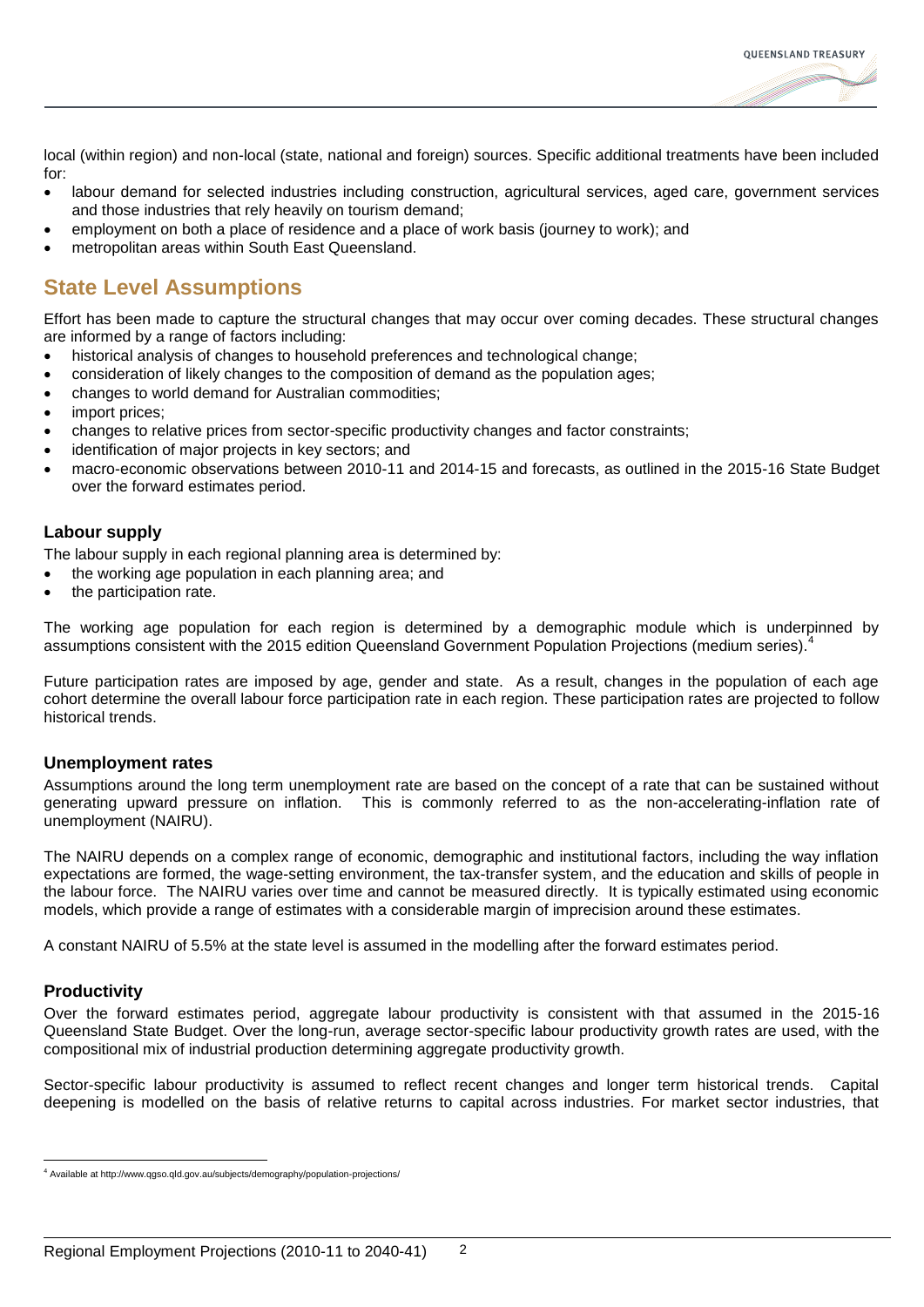local (within region) and non-local (state, national and foreign) sources. Specific additional treatments have been included for:

- labour demand for selected industries including construction, agricultural services, aged care, government services and those industries that rely heavily on tourism demand;
- employment on both a place of residence and a place of work basis (journey to work); and
- metropolitan areas within South East Queensland.

## State Level Assumptions

Effort has been made to capture the structural changes that may occur over coming decades. These structural changes are informed by a range of factors including:

- historical analysis of changes to household preferences and technological change;
- consideration of likely changes to the composition of demand as the population ages;
- changes to world demand for Australian commodities;
- import prices;
- changes to relative prices from sector-specific productivity changes and factor constraints;
- identification of major projects in key sectors; and
- macro-economic observations between 2010-11 and 2014-15 and forecasts, as outlined in the 2015-16 State Budget over the forward estimates period.

### Labour supply

The labour supply in each regional planning area is determined by:

- the working age population in each planning area; and
- the participation rate.

The working age population for each region is determined by a demographic module which is underpinned by assumptions consistent with the 2015 edition Queensland Government Population Projections (medium series).[4]

Future participation rates are imposed by age, gender and state. As a result, changes in the population of each age cohort determine the overall labour force participation rate in each region. These participation rates are projected to follow historical trends.

### Unemployment rates

Assumptions around the long term unemployment rate are based on the concept of a rate that can be sustained without generating upward pressure on inflation. This is commonly referred to as the non-accelerating-inflation rate of unemployment (NAIRU).

The NAIRU depends on a complex range of economic, demographic and institutional factors, including the way inflation expectations are formed, the wage-setting environment, the tax-transfer system, and the education and skills of people in the labour force. The NAIRU varies over time and cannot be measured directly. It is typically estimated using economic models, which provide a range of estimates with a considerable margin of imprecision around these estimates.

A constant NAIRU of 5.5% at the state level is assumed in the modelling after the forward estimates period.

### Productivity

Over the forward estimates period, aggregate labour productivity is consistent with that assumed in the 2015-16 Queensland State Budget. Over the long-run, average sector-specific labour productivity growth rates are used, with the compositional mix of industrial production determining aggregate productivity growth.

Sector-specific labour productivity is assumed to reflect recent changes and longer term historical trends. Capital deepening is modelled on the basis of relative returns to capital across industries. For market sector industries, that

[4] Available at http://www.qgso.qld.gov.au/subjects/demography/population-projections/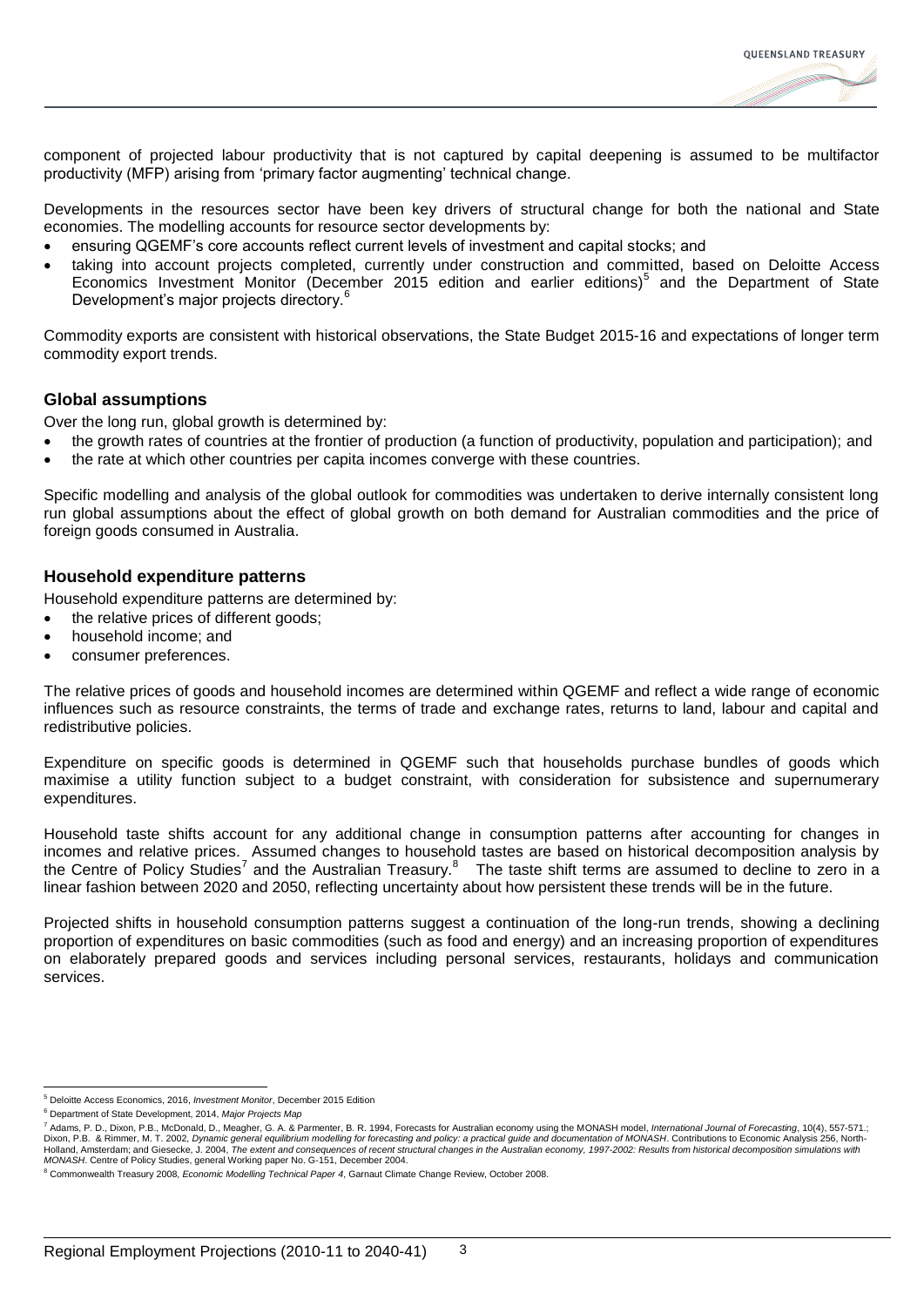component of projected labour productivity that is not captured by capital deepening is assumed to be multifactor productivity (MFP) arising from 'primary factor augmenting' technical change.

Developments in the resources sector have been key drivers of structural change for both the national and State economies. The modelling accounts for resource sector developments by:

- ensuring QGEMF's core accounts reflect current levels of investment and capital stocks; and
- taking into account projects completed, currently under construction and committed, based on Deloitte Access Economics Investment Monitor (December 2015 edition and earlier editions)[5] and the Department of State Development's major projects directory.[6]

Commodity exports are consistent with historical observations, the State Budget 2015-16 and expectations of longer term commodity export trends.

## Global assumptions

Over the long run, global growth is determined by:

- the growth rates of countries at the frontier of production (a function of productivity, population and participation); and
- the rate at which other countries per capita incomes converge with these countries.

Specific modelling and analysis of the global outlook for commodities was undertaken to derive internally consistent long run global assumptions about the effect of global growth on both demand for Australian commodities and the price of foreign goods consumed in Australia.

## Household expenditure patterns

Household expenditure patterns are determined by:

- the relative prices of different goods;
- household income; and
- consumer preferences.

The relative prices of goods and household incomes are determined within QGEMF and reflect a wide range of economic influences such as resource constraints, the terms of trade and exchange rates, returns to land, labour and capital and redistributive policies.

Expenditure on specific goods is determined in QGEMF such that households purchase bundles of goods which maximise a utility function subject to a budget constraint, with consideration for subsistence and supernumerary expenditures.

Household taste shifts account for any additional change in consumption patterns after accounting for changes in incomes and relative prices. Assumed changes to household tastes are based on historical decomposition analysis by the Centre of Policy Studies[7] and the Australian Treasury.[8] The taste shift terms are assumed to decline to zero in a linear fashion between 2020 and 2050, reflecting uncertainty about how persistent these trends will be in the future.

Projected shifts in household consumption patterns suggest a continuation of the long-run trends, showing a declining proportion of expenditures on basic commodities (such as food and energy) and an increasing proportion of expenditures on elaborately prepared goods and services including personal services, restaurants, holidays and communication services.

---

[5] Deloitte Access Economics, 2016, *Investment Monitor*, December 2015 Edition

[6] Department of State Development, 2014, *Major Projects Map*

[7] Adams, P. D., Dixon, P.B., McDonald, D., Meagher, G. A. & Parmenter, B. R. 1994, Forecasts for Australian economy using the MONASH model, *International Journal of Forecasting*, 10(4), 557-571.; Dixon, P.B. & Rimmer, M. T. 2002, *Dynamic general equilibrium modelling for forecasting and policy: a practical guide and documentation of MONASH*. Contributions to Economic Analysis 256, North-Holland, Amsterdam; and Giesecke, J. 2004, *The extent and consequences of recent structural changes in the Australian economy, 1997-2002: Results from historical decomposition simulations with MONASH*. Centre of Policy Studies, general Working paper No. G-151, December 2004.

[8] Commonwealth Treasury 2008, *Economic Modelling Technical Paper 4*, Garnaut Climate Change Review, October 2008.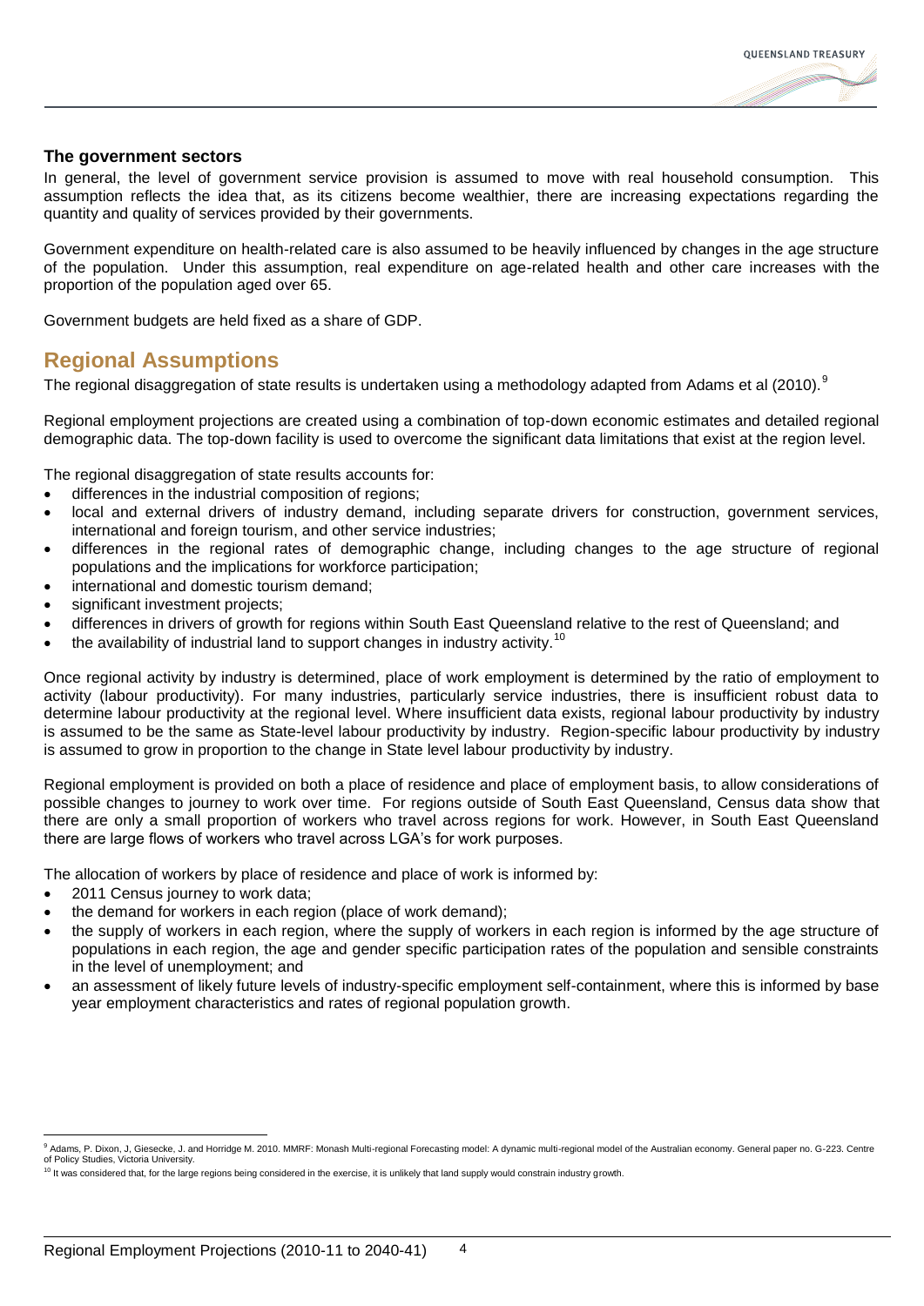### The government sectors

In general, the level of government service provision is assumed to move with real household consumption. This assumption reflects the idea that, as its citizens become wealthier, there are increasing expectations regarding the quantity and quality of services provided by their governments.

Government expenditure on health-related care is also assumed to be heavily influenced by changes in the age structure of the population. Under this assumption, real expenditure on age-related health and other care increases with the proportion of the population aged over 65.

Government budgets are held fixed as a share of GDP.

## Regional Assumptions

The regional disaggregation of state results is undertaken using a methodology adapted from Adams et al (2010).[9]

Regional employment projections are created using a combination of top-down economic estimates and detailed regional demographic data. The top-down facility is used to overcome the significant data limitations that exist at the region level.

The regional disaggregation of state results accounts for:

- differences in the industrial composition of regions;
- local and external drivers of industry demand, including separate drivers for construction, government services, international and foreign tourism, and other service industries;
- differences in the regional rates of demographic change, including changes to the age structure of regional populations and the implications for workforce participation;
- international and domestic tourism demand;
- significant investment projects;
- differences in drivers of growth for regions within South East Queensland relative to the rest of Queensland; and
- the availability of industrial land to support changes in industry activity.[10]

Once regional activity by industry is determined, place of work employment is determined by the ratio of employment to activity (labour productivity). For many industries, particularly service industries, there is insufficient robust data to determine labour productivity at the regional level. Where insufficient data exists, regional labour productivity by industry is assumed to be the same as State-level labour productivity by industry. Region-specific labour productivity by industry is assumed to grow in proportion to the change in State level labour productivity by industry.

Regional employment is provided on both a place of residence and place of employment basis, to allow considerations of possible changes to journey to work over time. For regions outside of South East Queensland, Census data show that there are only a small proportion of workers who travel across regions for work. However, in South East Queensland there are large flows of workers who travel across LGA's for work purposes.

The allocation of workers by place of residence and place of work is informed by:

- 2011 Census journey to work data;
- the demand for workers in each region (place of work demand);
- the supply of workers in each region, where the supply of workers in each region is informed by the age structure of populations in each region, the age and gender specific participation rates of the population and sensible constraints in the level of unemployment; and
- an assessment of likely future levels of industry-specific employment self-containment, where this is informed by base year employment characteristics and rates of regional population growth.

---

[9] Adams, P. Dixon, J, Giesecke, J. and Horridge M. 2010. MMRF: Monash Multi-regional Forecasting model: A dynamic multi-regional model of the Australian economy. General paper no. G-223. Centre of Policy Studies, Victoria University.

[10] It was considered that, for the large regions being considered in the exercise, it is unlikely that land supply would constrain industry growth.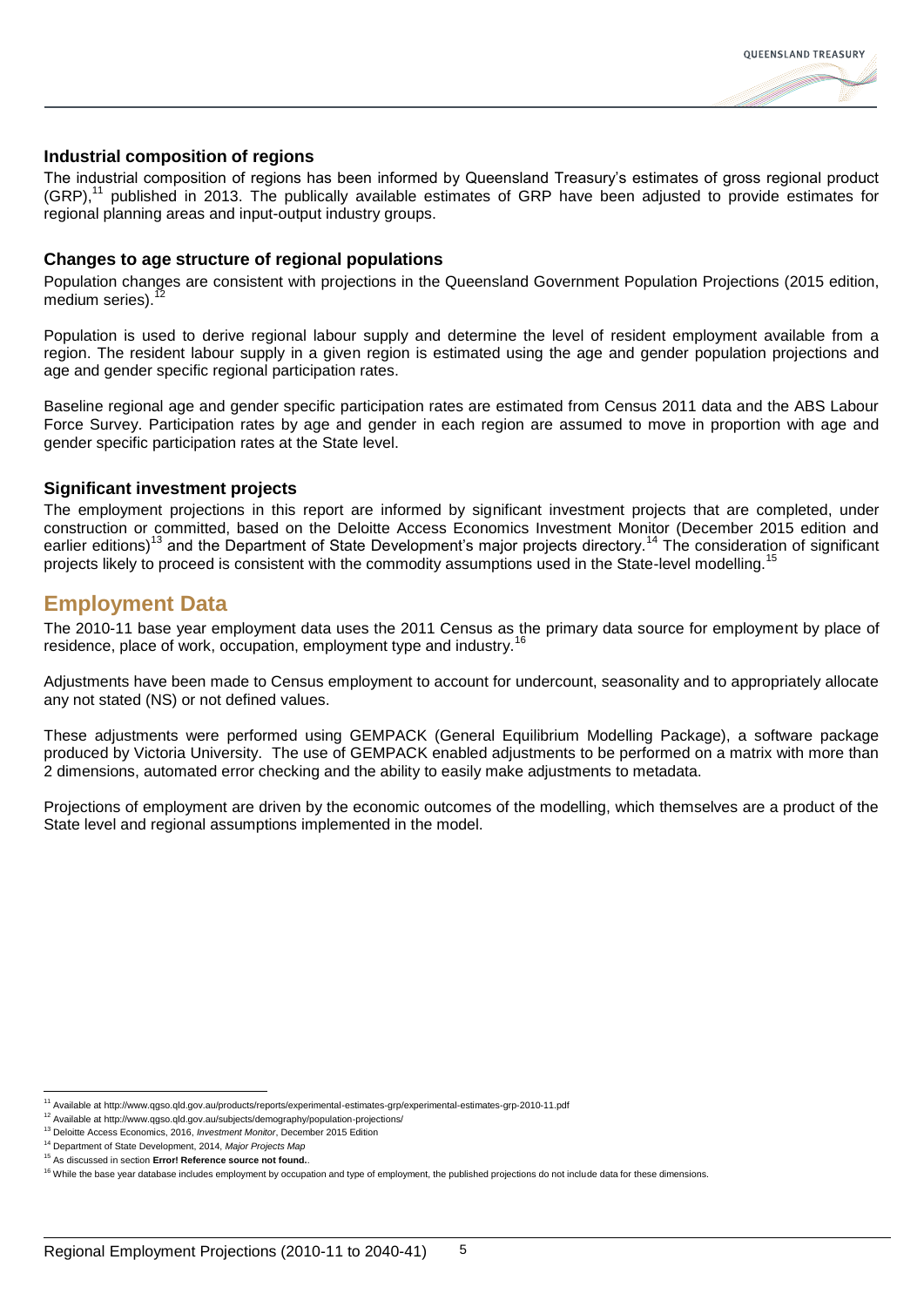### Industrial composition of regions

The industrial composition of regions has been informed by Queensland Treasury's estimates of gross regional product (GRP),[11] published in 2013. The publically available estimates of GRP have been adjusted to provide estimates for regional planning areas and input-output industry groups.

### Changes to age structure of regional populations

Population changes are consistent with projections in the Queensland Government Population Projections (2015 edition, medium series).[12]

Population is used to derive regional labour supply and determine the level of resident employment available from a region. The resident labour supply in a given region is estimated using the age and gender population projections and age and gender specific regional participation rates.

Baseline regional age and gender specific participation rates are estimated from Census 2011 data and the ABS Labour Force Survey. Participation rates by age and gender in each region are assumed to move in proportion with age and gender specific participation rates at the State level.

### Significant investment projects

The employment projections in this report are informed by significant investment projects that are completed, under construction or committed, based on the Deloitte Access Economics Investment Monitor (December 2015 edition and earlier editions)[13] and the Department of State Development's major projects directory.[14] The consideration of significant projects likely to proceed is consistent with the commodity assumptions used in the State-level modelling.[15]

## Employment Data

The 2010-11 base year employment data uses the 2011 Census as the primary data source for employment by place of residence, place of work, occupation, employment type and industry.[16]

Adjustments have been made to Census employment to account for undercount, seasonality and to appropriately allocate any not stated (NS) or not defined values.

These adjustments were performed using GEMPACK (General Equilibrium Modelling Package), a software package produced by Victoria University. The use of GEMPACK enabled adjustments to be performed on a matrix with more than 2 dimensions, automated error checking and the ability to easily make adjustments to metadata.

Projections of employment are driven by the economic outcomes of the modelling, which themselves are a product of the State level and regional assumptions implemented in the model.

---

[11] Available at http://www.qgso.qld.gov.au/products/reports/experimental-estimates-grp/experimental-estimates-grp-2010-11.pdf

[12] Available at http://www.qgso.qld.gov.au/subjects/demography/population-projections/

[13] Deloitte Access Economics, 2016, *Investment Monitor*, December 2015 Edition

[14] Department of State Development, 2014, *Major Projects Map*

[15] As discussed in section **Error! Reference source not found.**.

[16] While the base year database includes employment by occupation and type of employment, the published projections do not include data for these dimensions.